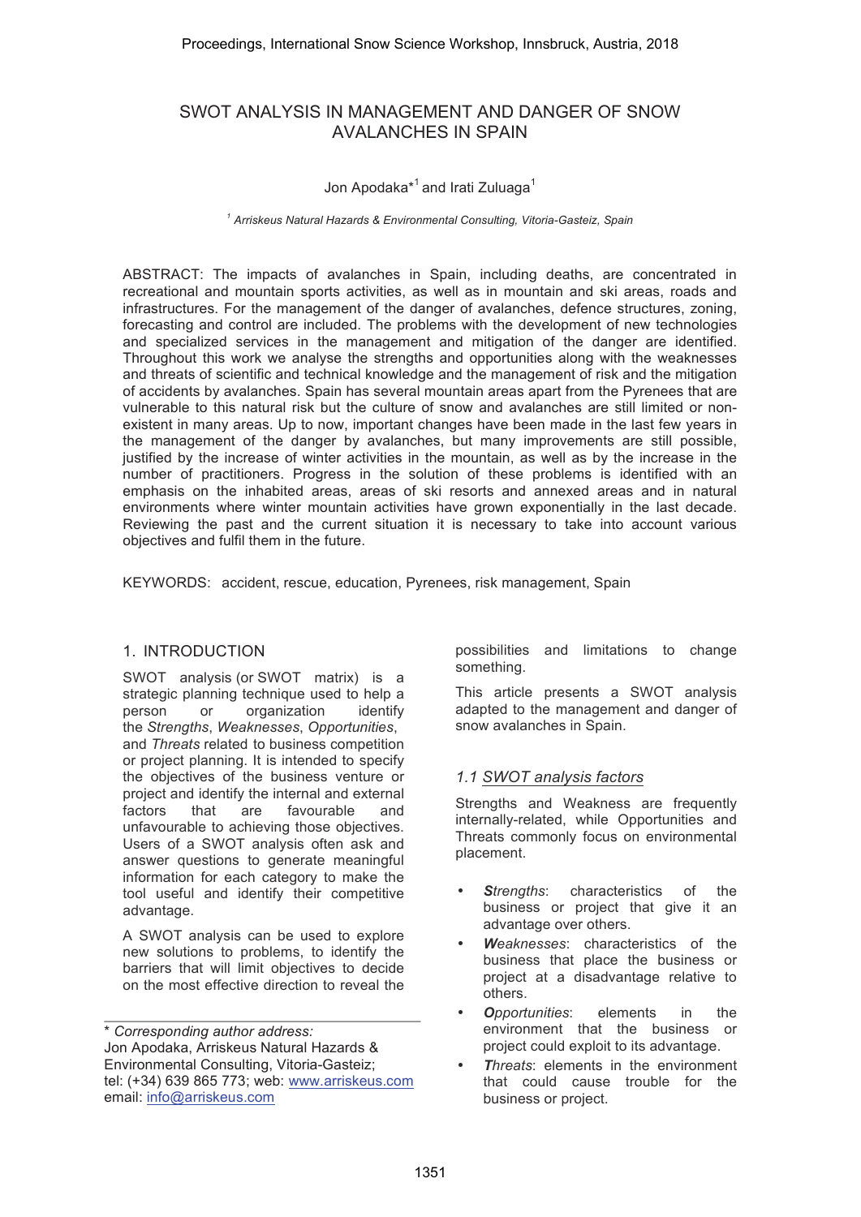# SWOT ANALYSIS IN MANAGEMENT AND DANGER OF SNOW AVALANCHES IN SPAIN

Jon Apodaka*[1] and Irati Zuluaga[1]

[1] *Arriskeus Natural Hazards & Environmental Consulting, Vitoria-Gasteiz, Spain*

ABSTRACT: The impacts of avalanches in Spain, including deaths, are concentrated in recreational and mountain sports activities, as well as in mountain and ski areas, roads and infrastructures. For the management of the danger of avalanches, defence structures, zoning, forecasting and control are included. The problems with the development of new technologies and specialized services in the management and mitigation of the danger are identified. Throughout this work we analyse the strengths and opportunities along with the weaknesses and threats of scientific and technical knowledge and the management of risk and the mitigation of accidents by avalanches. Spain has several mountain areas apart from the Pyrenees that are vulnerable to this natural risk but the culture of snow and avalanches are still limited or non-existent in many areas. Up to now, important changes have been made in the last few years in the management of the danger by avalanches, but many improvements are still possible, justified by the increase of winter activities in the mountain, as well as by the increase in the number of practitioners. Progress in the solution of these problems is identified with an emphasis on the inhabited areas, areas of ski resorts and annexed areas and in natural environments where winter mountain activities have grown exponentially in the last decade. Reviewing the past and the current situation it is necessary to take into account various objectives and fulfil them in the future.

KEYWORDS: accident, rescue, education, Pyrenees, risk management, Spain

## 1. INTRODUCTION

SWOT analysis (or SWOT matrix) is a strategic planning technique used to help a person or organization identify the *Strengths*, *Weaknesses*, *Opportunities*, and *Threats* related to business competition or project planning. It is intended to specify the objectives of the business venture or project and identify the internal and external factors that are favourable and unfavourable to achieving those objectives. Users of a SWOT analysis often ask and answer questions to generate meaningful information for each category to make the tool useful and identify their competitive advantage.

A SWOT analysis can be used to explore new solutions to problems, to identify the barriers that will limit objectives to decide on the most effective direction to reveal the possibilities and limitations to change something.

This article presents a SWOT analysis adapted to the management and danger of snow avalanches in Spain.

### 1.1 SWOT analysis factors

Strengths and Weakness are frequently internally-related, while Opportunities and Threats commonly focus on environmental placement.

- ***Strengths***: characteristics of the business or project that give it an advantage over others.
- ***Weaknesses***: characteristics of the business that place the business or project at a disadvantage relative to others.
- ***Opportunities***: elements in the environment that the business or project could exploit to its advantage.
- ***Threats***: elements in the environment that could cause trouble for the business or project.

\* *Corresponding author address:*
Jon Apodaka, Arriskeus Natural Hazards & Environmental Consulting, Vitoria-Gasteiz;
tel: (+34) 639 865 773; web: www.arriskeus.com
email: info@arriskeus.com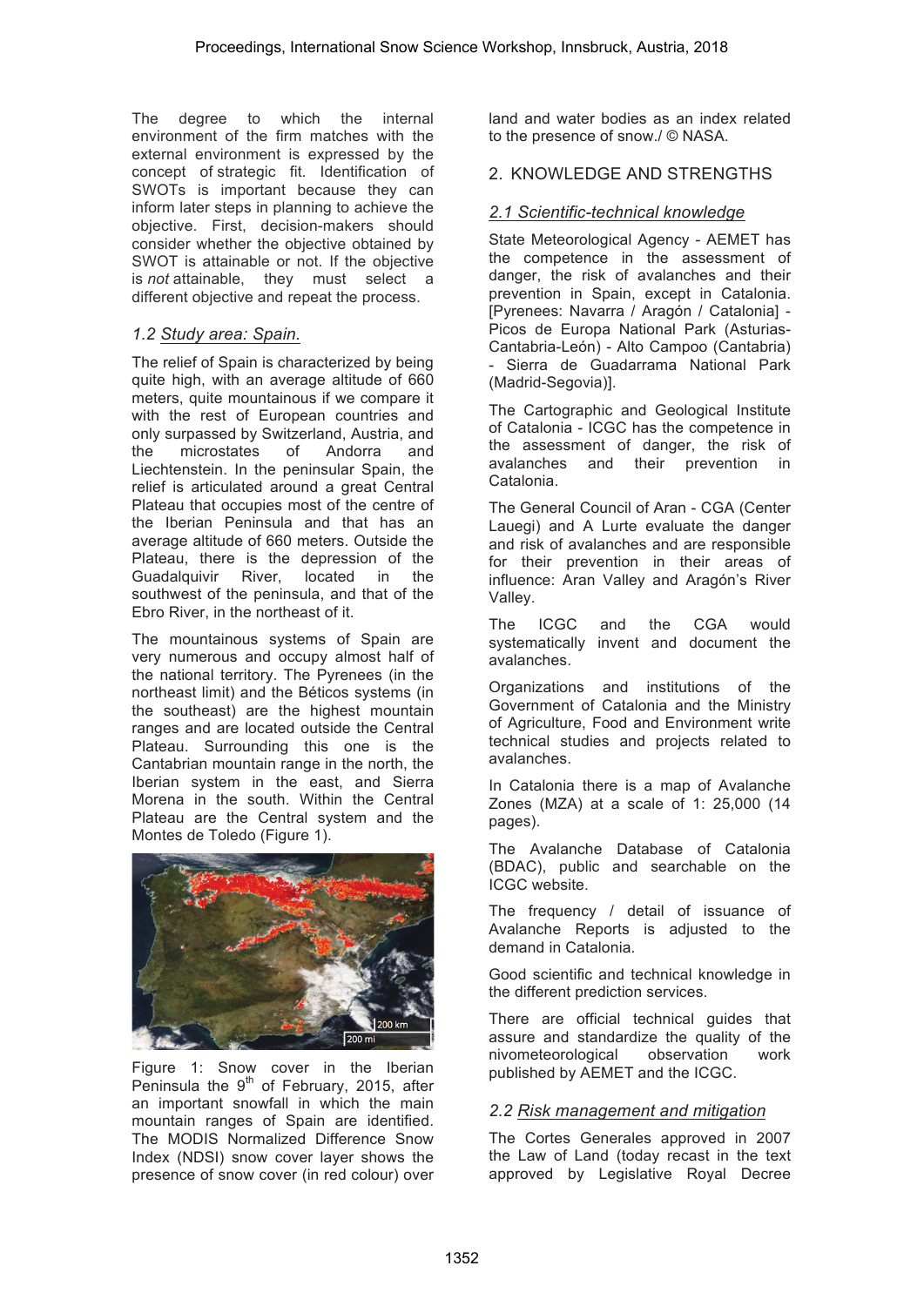The degree to which the internal environment of the firm matches with the external environment is expressed by the concept of strategic fit. Identification of SWOTs is important because they can inform later steps in planning to achieve the objective. First, decision-makers should consider whether the objective obtained by SWOT is attainable or not. If the objective is *not* attainable, they must select a different objective and repeat the process.

### 1.2 Study area: Spain.

The relief of Spain is characterized by being quite high, with an average altitude of 660 meters, quite mountainous if we compare it with the rest of European countries and only surpassed by Switzerland, Austria, and the microstates of Andorra and Liechtenstein. In the peninsular Spain, the relief is articulated around a great Central Plateau that occupies most of the centre of the Iberian Peninsula and that has an average altitude of 660 meters. Outside the Plateau, there is the depression of the Guadalquivir River, located in the southwest of the peninsula, and that of the Ebro River, in the northeast of it.

The mountainous systems of Spain are very numerous and occupy almost half of the national territory. The Pyrenees (in the northeast limit) and the Béticos systems (in the southeast) are the highest mountain ranges and are located outside the Central Plateau. Surrounding this one is the Cantabrian mountain range in the north, the Iberian system in the east, and Sierra Morena in the south. Within the Central Plateau are the Central system and the Montes de Toledo (Figure 1).

Figure 1: Snow cover in the Iberian Peninsula the 9th of February, 2015, after an important snowfall in which the main mountain ranges of Spain are identified. The MODIS Normalized Difference Snow Index (NDSI) snow cover layer shows the presence of snow cover (in red colour) over land and water bodies as an index related to the presence of snow./ © NASA.

## 2. KNOWLEDGE AND STRENGTHS

### 2.1 Scientific-technical knowledge

State Meteorological Agency - AEMET has the competence in the assessment of danger, the risk of avalanches and their prevention in Spain, except in Catalonia. [Pyrenees: Navarra / Aragón / Catalonia] - Picos de Europa National Park (Asturias-Cantabria-León) - Alto Campoo (Cantabria) - Sierra de Guadarrama National Park (Madrid-Segovia)].

The Cartographic and Geological Institute of Catalonia - ICGC has the competence in the assessment of danger, the risk of avalanches and their prevention in Catalonia.

The General Council of Aran - CGA (Center Lauegi) and A Lurte evaluate the danger and risk of avalanches and are responsible for their prevention in their areas of influence: Aran Valley and Aragón's River Valley.

The ICGC and the CGA would systematically invent and document the avalanches.

Organizations and institutions of the Government of Catalonia and the Ministry of Agriculture, Food and Environment write technical studies and projects related to avalanches.

In Catalonia there is a map of Avalanche Zones (MZA) at a scale of 1: 25,000 (14 pages).

The Avalanche Database of Catalonia (BDAC), public and searchable on the ICGC website.

The frequency / detail of issuance of Avalanche Reports is adjusted to the demand in Catalonia.

Good scientific and technical knowledge in the different prediction services.

There are official technical guides that assure and standardize the quality of the nivometeorological observation work published by AEMET and the ICGC.

### 2.2 Risk management and mitigation

The Cortes Generales approved in 2007 the Law of Land (today recast in the text approved by Legislative Royal Decree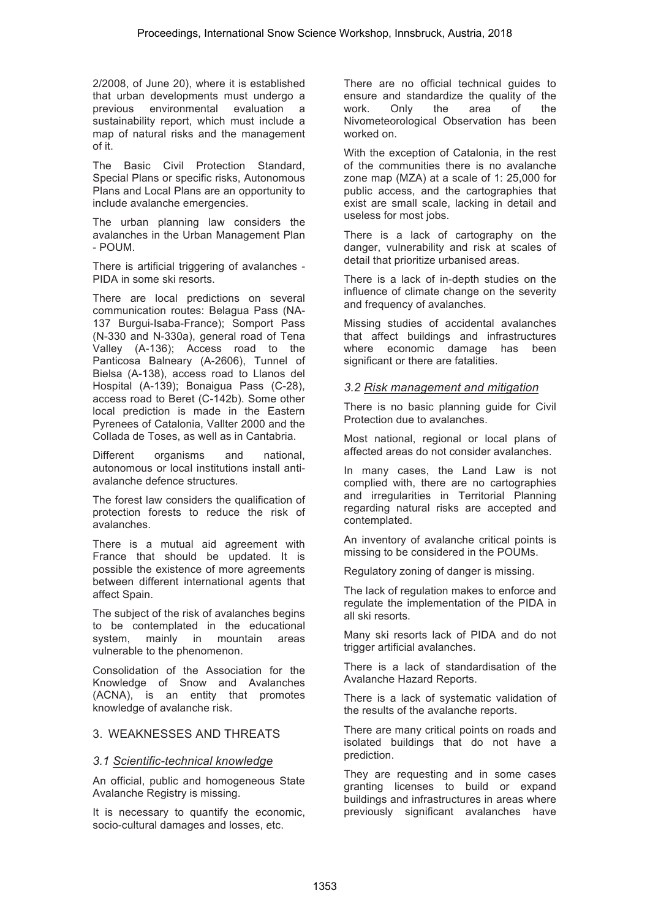2/2008, of June 20), where it is established that urban developments must undergo a previous environmental evaluation a sustainability report, which must include a map of natural risks and the management of it.

The Basic Civil Protection Standard, Special Plans or specific risks, Autonomous Plans and Local Plans are an opportunity to include avalanche emergencies.

The urban planning law considers the avalanches in the Urban Management Plan - POUM.

There is artificial triggering of avalanches - PIDA in some ski resorts.

There are local predictions on several communication routes: Belagua Pass (NA-137 Burgui-Isaba-France); Somport Pass (N-330 and N-330a), general road of Tena Valley (A-136); Access road to the Panticosa Balneary (A-2606), Tunnel of Bielsa (A-138), access road to Llanos del Hospital (A-139); Bonaigua Pass (C-28), access road to Beret (C-142b). Some other local prediction is made in the Eastern Pyrenees of Catalonia, Vallter 2000 and the Collada de Toses, as well as in Cantabria.

Different organisms and national, autonomous or local institutions install anti-avalanche defence structures.

The forest law considers the qualification of protection forests to reduce the risk of avalanches.

There is a mutual aid agreement with France that should be updated. It is possible the existence of more agreements between different international agents that affect Spain.

The subject of the risk of avalanches begins to be contemplated in the educational system, mainly in mountain areas vulnerable to the phenomenon.

Consolidation of the Association for the Knowledge of Snow and Avalanches (ACNA), is an entity that promotes knowledge of avalanche risk.

## 3. WEAKNESSES AND THREATS

### *3.1 Scientific-technical knowledge*

An official, public and homogeneous State Avalanche Registry is missing.

It is necessary to quantify the economic, socio-cultural damages and losses, etc.

There are no official technical guides to ensure and standardize the quality of the work. Only the area of the Nivometeorological Observation has been worked on.

With the exception of Catalonia, in the rest of the communities there is no avalanche zone map (MZA) at a scale of 1: 25,000 for public access, and the cartographies that exist are small scale, lacking in detail and useless for most jobs.

There is a lack of cartography on the danger, vulnerability and risk at scales of detail that prioritize urbanised areas.

There is a lack of in-depth studies on the influence of climate change on the severity and frequency of avalanches.

Missing studies of accidental avalanches that affect buildings and infrastructures where economic damage has been significant or there are fatalities.

### *3.2 Risk management and mitigation*

There is no basic planning guide for Civil Protection due to avalanches.

Most national, regional or local plans of affected areas do not consider avalanches.

In many cases, the Land Law is not complied with, there are no cartographies and irregularities in Territorial Planning regarding natural risks are accepted and contemplated.

An inventory of avalanche critical points is missing to be considered in the POUMs.

Regulatory zoning of danger is missing.

The lack of regulation makes to enforce and regulate the implementation of the PIDA in all ski resorts.

Many ski resorts lack of PIDA and do not trigger artificial avalanches.

There is a lack of standardisation of the Avalanche Hazard Reports.

There is a lack of systematic validation of the results of the avalanche reports.

There are many critical points on roads and isolated buildings that do not have a prediction.

They are requesting and in some cases granting licenses to build or expand buildings and infrastructures in areas where previously significant avalanches have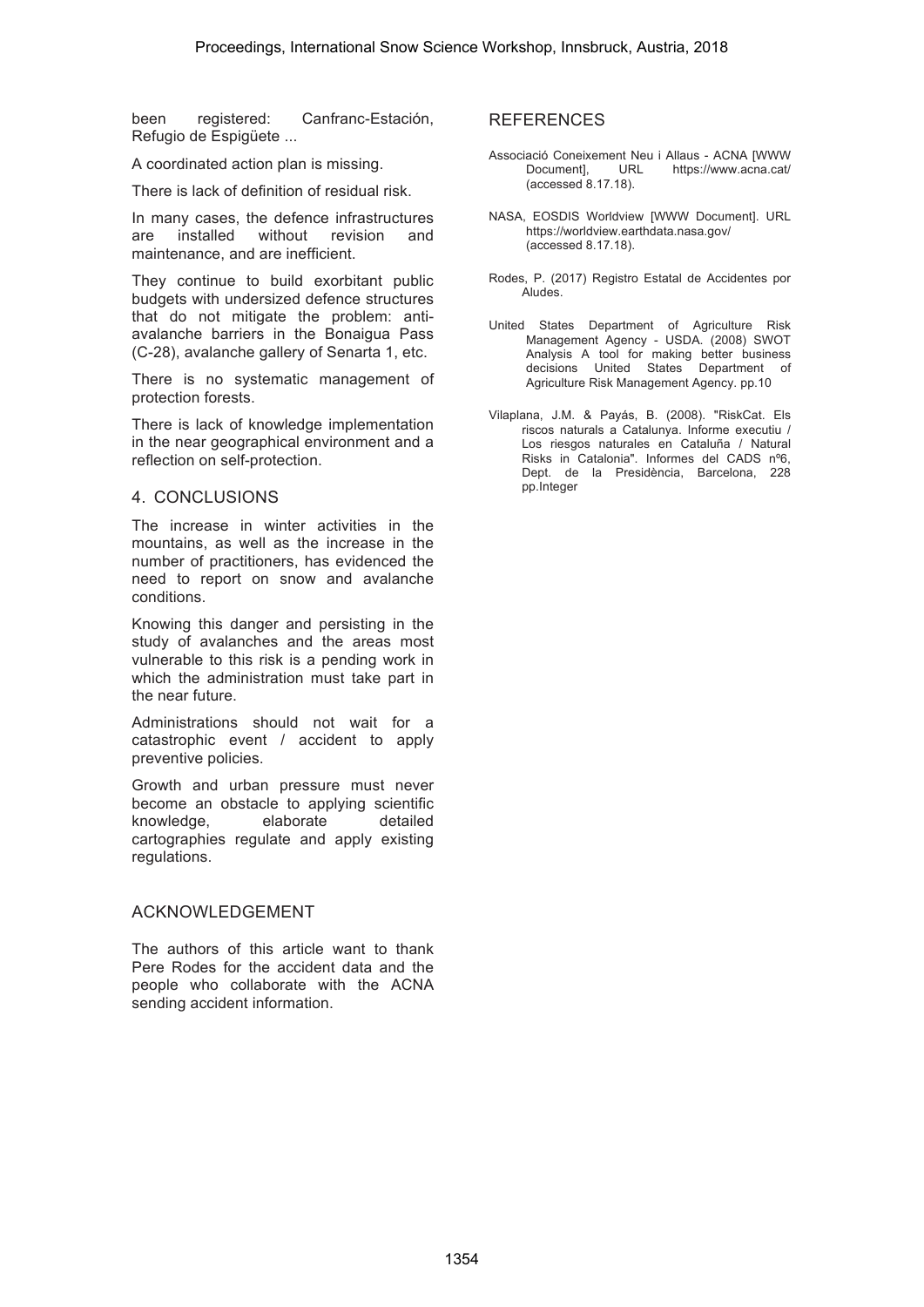been registered: Canfranc-Estación, Refugio de Espigüete ...

A coordinated action plan is missing.

There is lack of definition of residual risk.

In many cases, the defence infrastructures are installed without revision and maintenance, and are inefficient.

They continue to build exorbitant public budgets with undersized defence structures that do not mitigate the problem: anti-avalanche barriers in the Bonaigua Pass (C-28), avalanche gallery of Senarta 1, etc.

There is no systematic management of protection forests.

There is lack of knowledge implementation in the near geographical environment and a reflection on self-protection.

## 4. CONCLUSIONS

The increase in winter activities in the mountains, as well as the increase in the number of practitioners, has evidenced the need to report on snow and avalanche conditions.

Knowing this danger and persisting in the study of avalanches and the areas most vulnerable to this risk is a pending work in which the administration must take part in the near future.

Administrations should not wait for a catastrophic event / accident to apply preventive policies.

Growth and urban pressure must never become an obstacle to applying scientific knowledge, elaborate detailed cartographies regulate and apply existing regulations.

## ACKNOWLEDGEMENT

The authors of this article want to thank Pere Rodes for the accident data and the people who collaborate with the ACNA sending accident information.

## REFERENCES

Associació Coneixement Neu i Allaus - ACNA [WWW Document], URL https://www.acna.cat/ (accessed 8.17.18).

NASA, EOSDIS Worldview [WWW Document]. URL https://worldview.earthdata.nasa.gov/ (accessed 8.17.18).

Rodes, P. (2017) Registro Estatal de Accidentes por Aludes.

United States Department of Agriculture Risk Management Agency - USDA. (2008) SWOT Analysis A tool for making better business decisions United States Department of Agriculture Risk Management Agency. pp.10

Vilaplana, J.M. & Payás, B. (2008). "RiskCat. Els riscos naturals a Catalunya. Informe executiu / Los riesgos naturales en Cataluña / Natural Risks in Catalonia". Informes del CADS nº6, Dept. de la Presidència, Barcelona, 228 pp.Integer